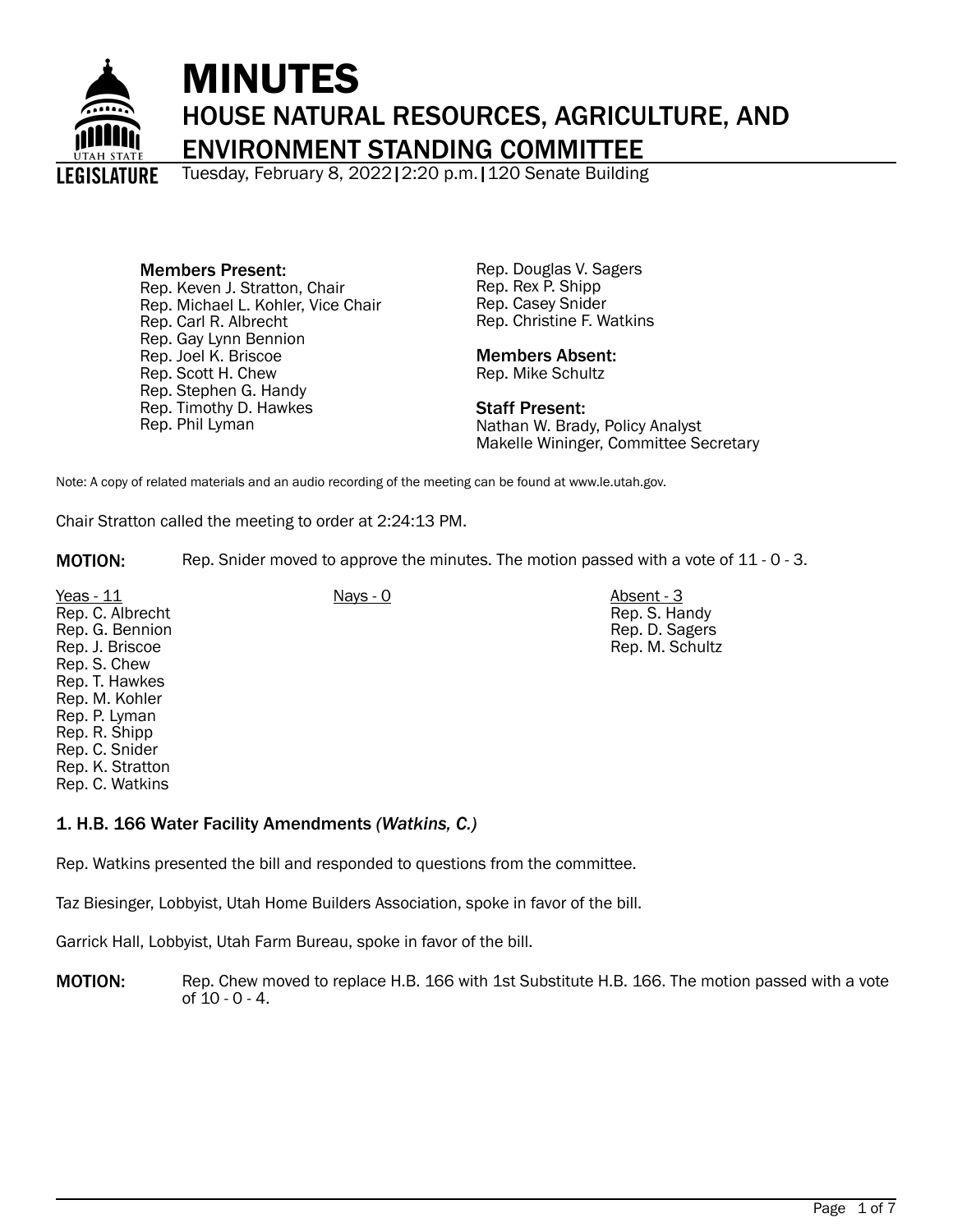# MINUTES

## HOUSE NATURAL RESOURCES, AGRICULTURE, AND ENVIRONMENT STANDING COMMITTEE

Tuesday, February 8, 2022 | 2:20 p.m. | 120 Senate Building

**Members Present:**
Rep. Keven J. Stratton, Chair
Rep. Michael L. Kohler, Vice Chair
Rep. Carl R. Albrecht
Rep. Gay Lynn Bennion
Rep. Joel K. Briscoe
Rep. Scott H. Chew
Rep. Stephen G. Handy
Rep. Timothy D. Hawkes
Rep. Phil Lyman
Rep. Douglas V. Sagers
Rep. Rex P. Shipp
Rep. Casey Snider
Rep. Christine F. Watkins

**Members Absent:**
Rep. Mike Schultz

**Staff Present:**
Nathan W. Brady, Policy Analyst
Makelle Wininger, Committee Secretary

Note: A copy of related materials and an audio recording of the meeting can be found at www.le.utah.gov.

Chair Stratton called the meeting to order at 2:24:13 PM.

**MOTION:** Rep. Snider moved to approve the minutes. The motion passed with a vote of 11 - 0 - 3.

| Yeas - 11 | Nays - 0 | Absent - 3 |
|---|---|---|
| Rep. C. Albrecht | | Rep. S. Handy |
| Rep. G. Bennion | | Rep. D. Sagers |
| Rep. J. Briscoe | | Rep. M. Schultz |
| Rep. S. Chew | | |
| Rep. T. Hawkes | | |
| Rep. M. Kohler | | |
| Rep. P. Lyman | | |
| Rep. R. Shipp | | |
| Rep. C. Snider | | |
| Rep. K. Stratton | | |
| Rep. C. Watkins | | |

### 1. H.B. 166 Water Facility Amendments *(Watkins, C.)*

Rep. Watkins presented the bill and responded to questions from the committee.

Taz Biesinger, Lobbyist, Utah Home Builders Association, spoke in favor of the bill.

Garrick Hall, Lobbyist, Utah Farm Bureau, spoke in favor of the bill.

**MOTION:** Rep. Chew moved to replace H.B. 166 with 1st Substitute H.B. 166. The motion passed with a vote of 10 - 0 - 4.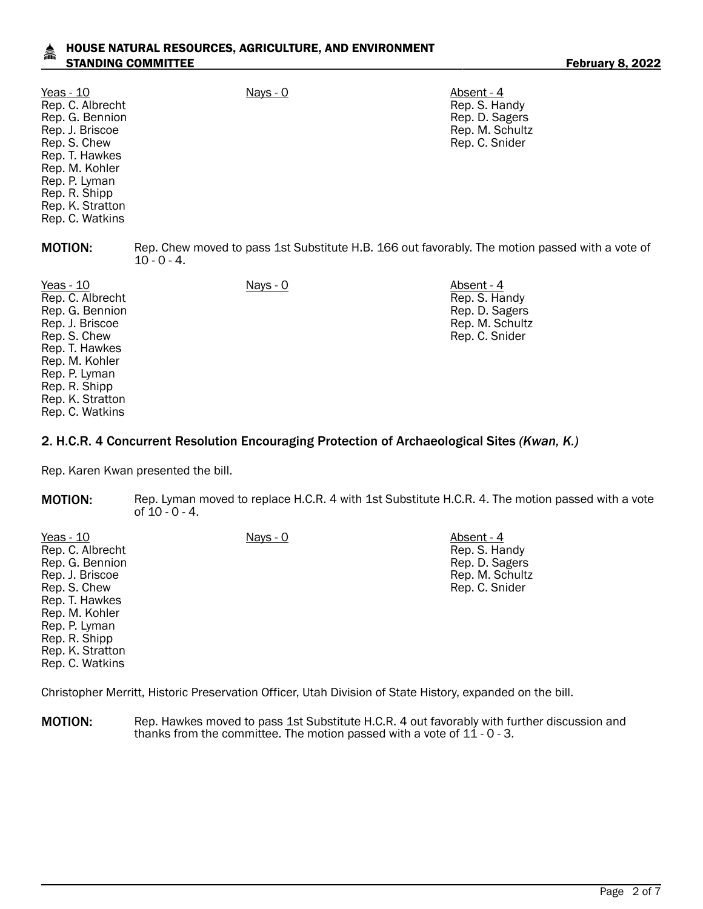| Yeas - 10 | Nays - 0 | Absent - 4 |
| --- | --- | --- |
| Rep. C. Albrecht | | Rep. S. Handy |
| Rep. G. Bennion | | Rep. D. Sagers |
| Rep. J. Briscoe | | Rep. M. Schultz |
| Rep. S. Chew | | Rep. C. Snider |
| Rep. T. Hawkes | | |
| Rep. M. Kohler | | |
| Rep. P. Lyman | | |
| Rep. R. Shipp | | |
| Rep. K. Stratton | | |
| Rep. C. Watkins | | |

**MOTION:** Rep. Chew moved to pass 1st Substitute H.B. 166 out favorably. The motion passed with a vote of 10 - 0 - 4.

| Yeas - 10 | Nays - 0 | Absent - 4 |
| --- | --- | --- |
| Rep. C. Albrecht | | Rep. S. Handy |
| Rep. G. Bennion | | Rep. D. Sagers |
| Rep. J. Briscoe | | Rep. M. Schultz |
| Rep. S. Chew | | Rep. C. Snider |
| Rep. T. Hawkes | | |
| Rep. M. Kohler | | |
| Rep. P. Lyman | | |
| Rep. R. Shipp | | |
| Rep. K. Stratton | | |
| Rep. C. Watkins | | |

## 2. H.C.R. 4 Concurrent Resolution Encouraging Protection of Archaeological Sites *(Kwan, K.)*

Rep. Karen Kwan presented the bill.

**MOTION:** Rep. Lyman moved to replace H.C.R. 4 with 1st Substitute H.C.R. 4. The motion passed with a vote of 10 - 0 - 4.

| Yeas - 10 | Nays - 0 | Absent - 4 |
| --- | --- | --- |
| Rep. C. Albrecht | | Rep. S. Handy |
| Rep. G. Bennion | | Rep. D. Sagers |
| Rep. J. Briscoe | | Rep. M. Schultz |
| Rep. S. Chew | | Rep. C. Snider |
| Rep. T. Hawkes | | |
| Rep. M. Kohler | | |
| Rep. P. Lyman | | |
| Rep. R. Shipp | | |
| Rep. K. Stratton | | |
| Rep. C. Watkins | | |

Christopher Merritt, Historic Preservation Officer, Utah Division of State History, expanded on the bill.

**MOTION:** Rep. Hawkes moved to pass 1st Substitute H.C.R. 4 out favorably with further discussion and thanks from the committee. The motion passed with a vote of 11 - 0 - 3.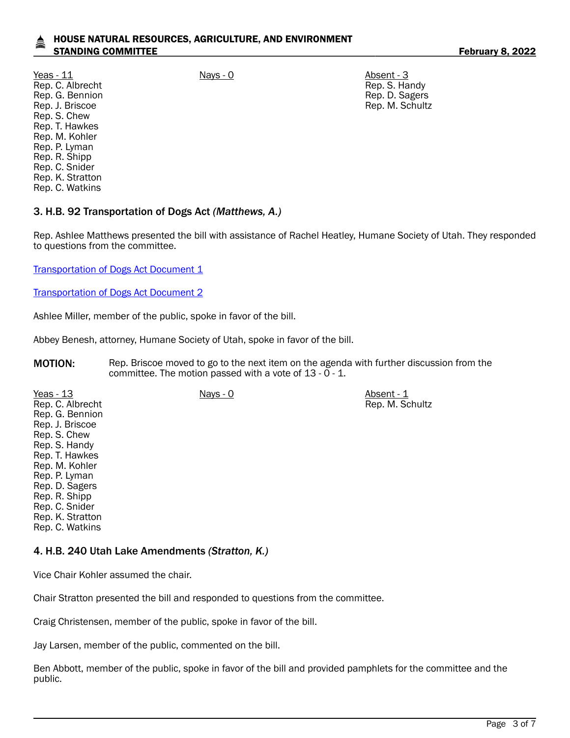| Yeas - 11 | Nays - 0 | Absent - 3 |
|---|---|---|
| Rep. C. Albrecht | | Rep. S. Handy |
| Rep. G. Bennion | | Rep. D. Sagers |
| Rep. J. Briscoe | | Rep. M. Schultz |
| Rep. S. Chew | | |
| Rep. T. Hawkes | | |
| Rep. M. Kohler | | |
| Rep. P. Lyman | | |
| Rep. R. Shipp | | |
| Rep. C. Snider | | |
| Rep. K. Stratton | | |
| Rep. C. Watkins | | |

### 3. H.B. 92 Transportation of Dogs Act *(Matthews, A.)*

Rep. Ashlee Matthews presented the bill with assistance of Rachel Heatley, Humane Society of Utah. They responded to questions from the committee.

Transportation of Dogs Act Document 1

Transportation of Dogs Act Document 2

Ashlee Miller, member of the public, spoke in favor of the bill.

Abbey Benesh, attorney, Humane Society of Utah, spoke in favor of the bill.

**MOTION:** Rep. Briscoe moved to go to the next item on the agenda with further discussion from the committee. The motion passed with a vote of 13 - 0 - 1.

| Yeas - 13 | Nays - 0 | Absent - 1 |
|---|---|---|
| Rep. C. Albrecht | | Rep. M. Schultz |
| Rep. G. Bennion | | |
| Rep. J. Briscoe | | |
| Rep. S. Chew | | |
| Rep. S. Handy | | |
| Rep. T. Hawkes | | |
| Rep. M. Kohler | | |
| Rep. P. Lyman | | |
| Rep. D. Sagers | | |
| Rep. R. Shipp | | |
| Rep. C. Snider | | |
| Rep. K. Stratton | | |
| Rep. C. Watkins | | |

### 4. H.B. 240 Utah Lake Amendments *(Stratton, K.)*

Vice Chair Kohler assumed the chair.

Chair Stratton presented the bill and responded to questions from the committee.

Craig Christensen, member of the public, spoke in favor of the bill.

Jay Larsen, member of the public, commented on the bill.

Ben Abbott, member of the public, spoke in favor of the bill and provided pamphlets for the committee and the public.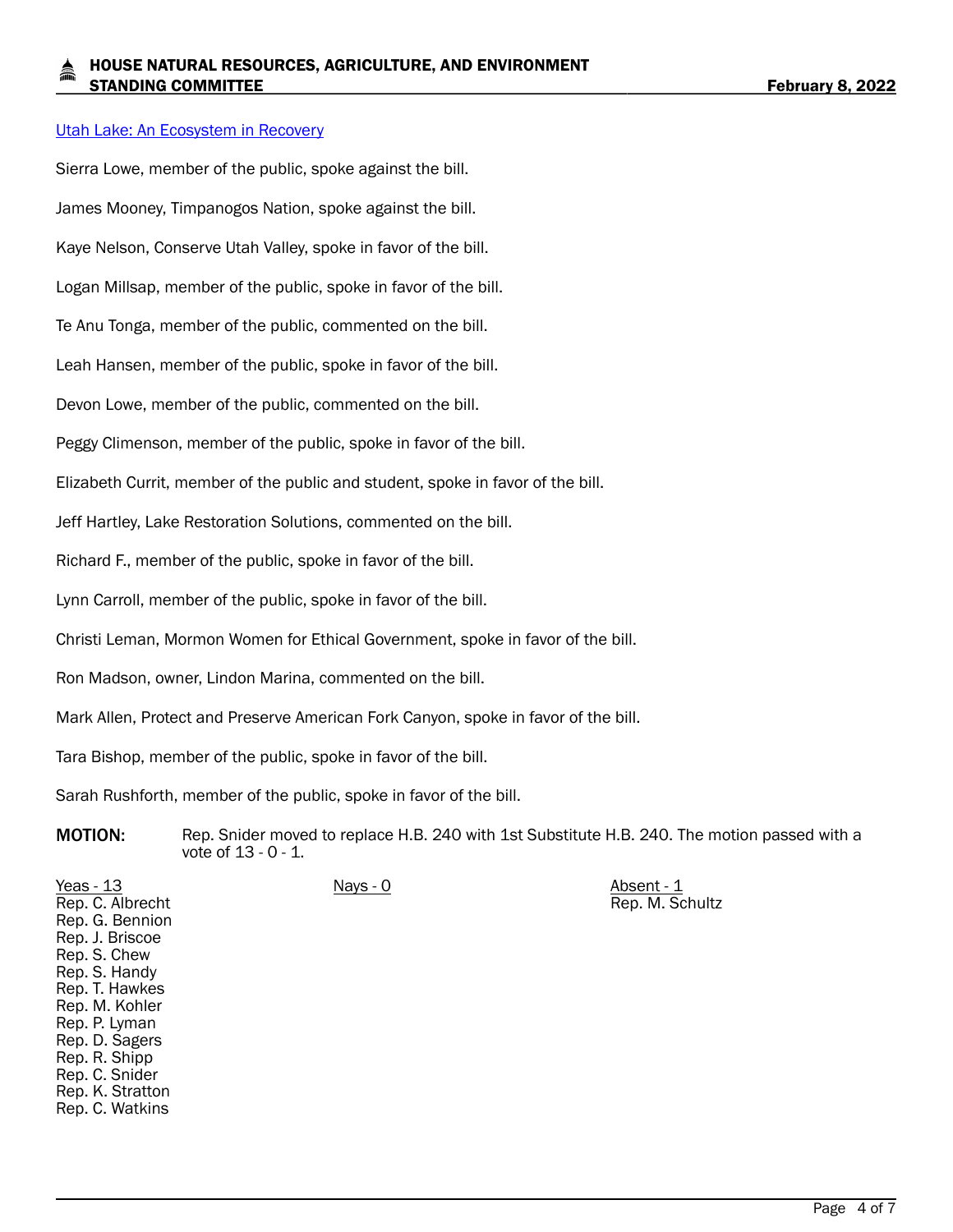[Utah Lake: An Ecosystem in Recovery]

Sierra Lowe, member of the public, spoke against the bill.

James Mooney, Timpanogos Nation, spoke against the bill.

Kaye Nelson, Conserve Utah Valley, spoke in favor of the bill.

Logan Millsap, member of the public, spoke in favor of the bill.

Te Anu Tonga, member of the public, commented on the bill.

Leah Hansen, member of the public, spoke in favor of the bill.

Devon Lowe, member of the public, commented on the bill.

Peggy Climenson, member of the public, spoke in favor of the bill.

Elizabeth Currit, member of the public and student, spoke in favor of the bill.

Jeff Hartley, Lake Restoration Solutions, commented on the bill.

Richard F., member of the public, spoke in favor of the bill.

Lynn Carroll, member of the public, spoke in favor of the bill.

Christi Leman, Mormon Women for Ethical Government, spoke in favor of the bill.

Ron Madson, owner, Lindon Marina, commented on the bill.

Mark Allen, Protect and Preserve American Fork Canyon, spoke in favor of the bill.

Tara Bishop, member of the public, spoke in favor of the bill.

Sarah Rushforth, member of the public, spoke in favor of the bill.

**MOTION:** Rep. Snider moved to replace H.B. 240 with 1st Substitute H.B. 240. The motion passed with a vote of 13 - 0 - 1.

| Yeas - 13 | Nays - 0 | Absent - 1 |
|---|---|---|
| Rep. C. Albrecht | | Rep. M. Schultz |
| Rep. G. Bennion | | |
| Rep. J. Briscoe | | |
| Rep. S. Chew | | |
| Rep. S. Handy | | |
| Rep. T. Hawkes | | |
| Rep. M. Kohler | | |
| Rep. P. Lyman | | |
| Rep. D. Sagers | | |
| Rep. R. Shipp | | |
| Rep. C. Snider | | |
| Rep. K. Stratton | | |
| Rep. C. Watkins | | |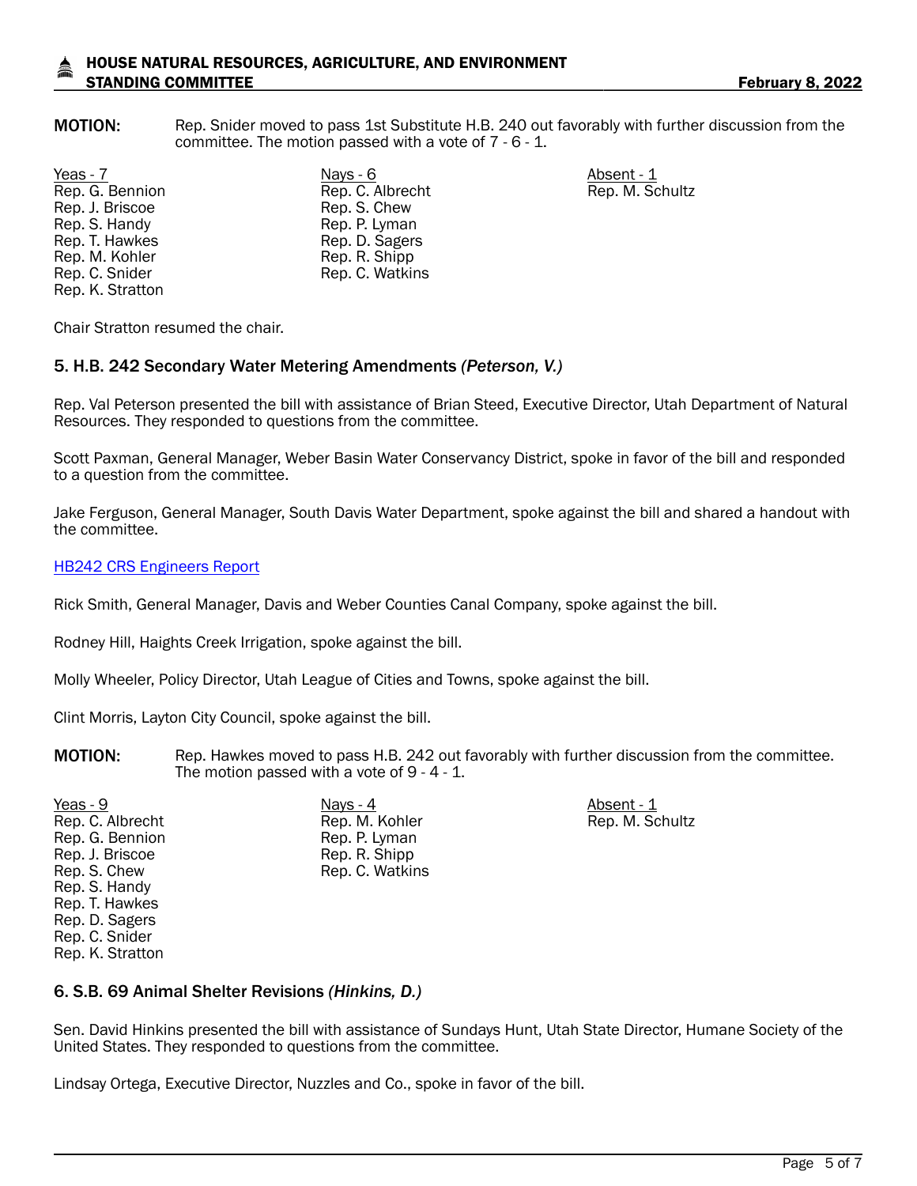**MOTION:** Rep. Snider moved to pass 1st Substitute H.B. 240 out favorably with further discussion from the committee. The motion passed with a vote of 7 - 6 - 1.

| Yeas - 7 | Nays - 6 | Absent - 1 |
|---|---|---|
| Rep. G. Bennion | Rep. C. Albrecht | Rep. M. Schultz |
| Rep. J. Briscoe | Rep. S. Chew | |
| Rep. S. Handy | Rep. P. Lyman | |
| Rep. T. Hawkes | Rep. D. Sagers | |
| Rep. M. Kohler | Rep. R. Shipp | |
| Rep. C. Snider | Rep. C. Watkins | |
| Rep. K. Stratton | | |

Chair Stratton resumed the chair.

### 5. H.B. 242 Secondary Water Metering Amendments *(Peterson, V.)*

Rep. Val Peterson presented the bill with assistance of Brian Steed, Executive Director, Utah Department of Natural Resources. They responded to questions from the committee.

Scott Paxman, General Manager, Weber Basin Water Conservancy District, spoke in favor of the bill and responded to a question from the committee.

Jake Ferguson, General Manager, South Davis Water Department, spoke against the bill and shared a handout with the committee.

HB242 CRS Engineers Report

Rick Smith, General Manager, Davis and Weber Counties Canal Company, spoke against the bill.

Rodney Hill, Haights Creek Irrigation, spoke against the bill.

Molly Wheeler, Policy Director, Utah League of Cities and Towns, spoke against the bill.

Clint Morris, Layton City Council, spoke against the bill.

**MOTION:** Rep. Hawkes moved to pass H.B. 242 out favorably with further discussion from the committee. The motion passed with a vote of 9 - 4 - 1.

| Yeas - 9 | Nays - 4 | Absent - 1 |
|---|---|---|
| Rep. C. Albrecht | Rep. M. Kohler | Rep. M. Schultz |
| Rep. G. Bennion | Rep. P. Lyman | |
| Rep. J. Briscoe | Rep. R. Shipp | |
| Rep. S. Chew | Rep. C. Watkins | |
| Rep. S. Handy | | |
| Rep. T. Hawkes | | |
| Rep. D. Sagers | | |
| Rep. C. Snider | | |
| Rep. K. Stratton | | |

### 6. S.B. 69 Animal Shelter Revisions *(Hinkins, D.)*

Sen. David Hinkins presented the bill with assistance of Sundays Hunt, Utah State Director, Humane Society of the United States. They responded to questions from the committee.

Lindsay Ortega, Executive Director, Nuzzles and Co., spoke in favor of the bill.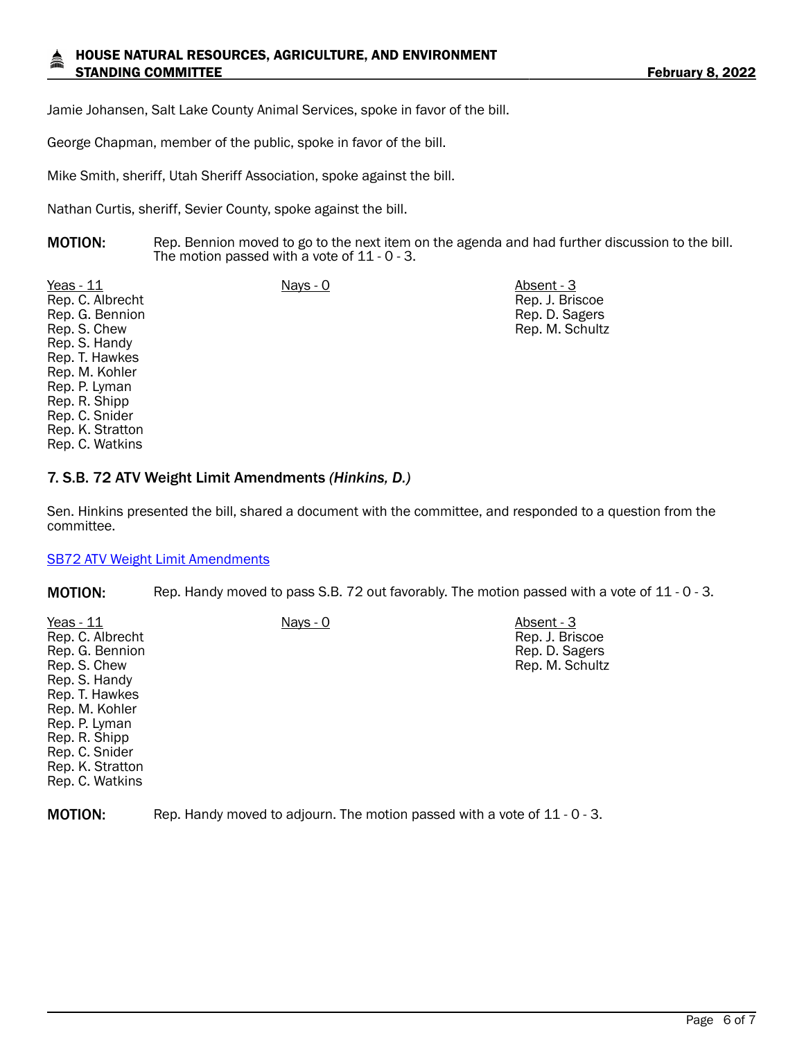Jamie Johansen, Salt Lake County Animal Services, spoke in favor of the bill.

George Chapman, member of the public, spoke in favor of the bill.

Mike Smith, sheriff, Utah Sheriff Association, spoke against the bill.

Nathan Curtis, sheriff, Sevier County, spoke against the bill.

**MOTION:** Rep. Bennion moved to go to the next item on the agenda and had further discussion to the bill. The motion passed with a vote of 11 - 0 - 3.

| Yeas - 11 | Nays - 0 | Absent - 3 |
|---|---|---|
| Rep. C. Albrecht | | Rep. J. Briscoe |
| Rep. G. Bennion | | Rep. D. Sagers |
| Rep. S. Chew | | Rep. M. Schultz |
| Rep. S. Handy | | |
| Rep. T. Hawkes | | |
| Rep. M. Kohler | | |
| Rep. P. Lyman | | |
| Rep. R. Shipp | | |
| Rep. C. Snider | | |
| Rep. K. Stratton | | |
| Rep. C. Watkins | | |

## 7. S.B. 72 ATV Weight Limit Amendments *(Hinkins, D.)*

Sen. Hinkins presented the bill, shared a document with the committee, and responded to a question from the committee.

[SB72 ATV Weight Limit Amendments]

**MOTION:** Rep. Handy moved to pass S.B. 72 out favorably. The motion passed with a vote of 11 - 0 - 3.

| Yeas - 11 | Nays - 0 | Absent - 3 |
|---|---|---|
| Rep. C. Albrecht | | Rep. J. Briscoe |
| Rep. G. Bennion | | Rep. D. Sagers |
| Rep. S. Chew | | Rep. M. Schultz |
| Rep. S. Handy | | |
| Rep. T. Hawkes | | |
| Rep. M. Kohler | | |
| Rep. P. Lyman | | |
| Rep. R. Shipp | | |
| Rep. C. Snider | | |
| Rep. K. Stratton | | |
| Rep. C. Watkins | | |

**MOTION:** Rep. Handy moved to adjourn. The motion passed with a vote of 11 - 0 - 3.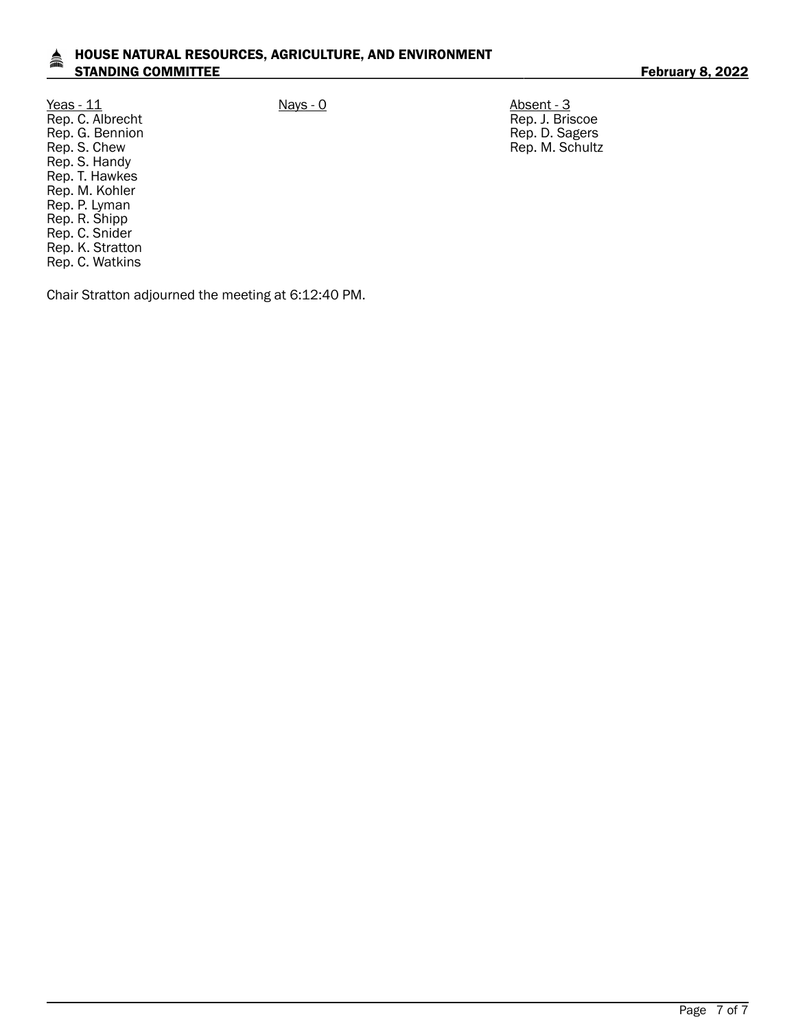| Yeas - 11 | Nays - 0 | Absent - 3 |
| --- | --- | --- |
| Rep. C. Albrecht | | Rep. J. Briscoe |
| Rep. G. Bennion | | Rep. D. Sagers |
| Rep. S. Chew | | Rep. M. Schultz |
| Rep. S. Handy | | |
| Rep. T. Hawkes | | |
| Rep. M. Kohler | | |
| Rep. P. Lyman | | |
| Rep. R. Shipp | | |
| Rep. C. Snider | | |
| Rep. K. Stratton | | |
| Rep. C. Watkins | | |

Chair Stratton adjourned the meeting at 6:12:40 PM.